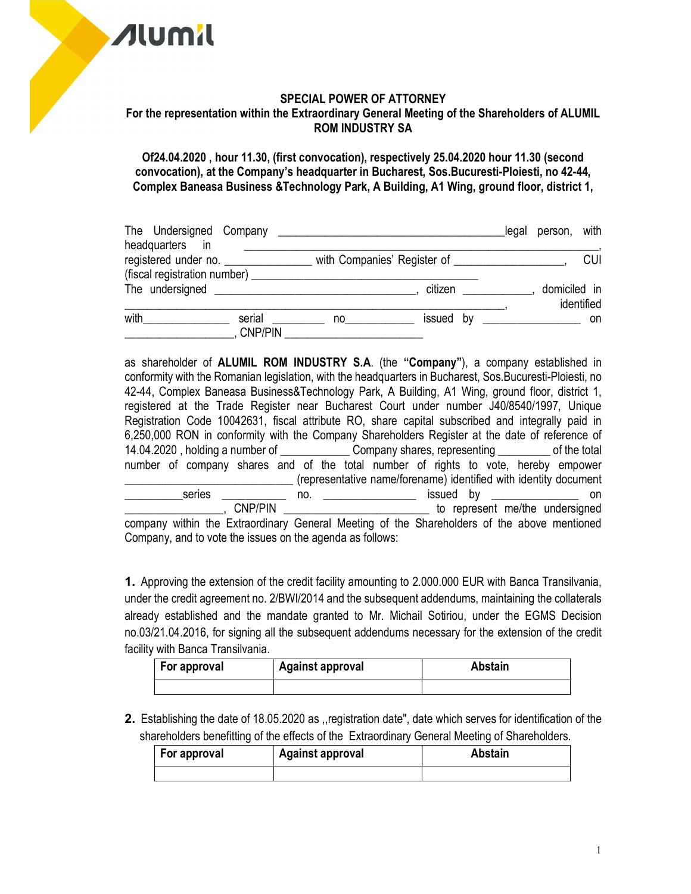# SPECIAL POWER OF ATTORNEY

## For the representation within the Extraordinary General Meeting of the Shareholders of ALUMIL ROM INDUSTRY SA

**Of24.04.2020 , hour 11.30, (first convocation), respectively 25.04.2020 hour 11.30 (second convocation), at the Company's headquarter in Bucharest, Sos.Bucuresti-Ploiesti, no 42-44, Complex Baneasa Business &Technology Park, A Building, A1 Wing, ground floor, district 1,**

The Undersigned Company ______________________________________legal person, with headquarters in ___________________________________________________________, registered under no. ______________ with Companies' Register of __________________, CUI (fiscal registration number) ___________________________________
The undersigned __________________________________, citizen ___________, domiciled in _________________________________________________________________, identified with______________ serial _________ no____________ issued by ________________ on __________________, CNP/PIN _______________________

as shareholder of **ALUMIL ROM INDUSTRY S.A**. (the **"Company"**), a company established in conformity with the Romanian legislation, with the headquarters in Bucharest, Sos.Bucuresti-Ploiesti, no 42-44, Complex Baneasa Business&Technology Park, A Building, A1 Wing, ground floor, district 1, registered at the Trade Register near Bucharest Court under number J40/8540/1997, Unique Registration Code 10042631, fiscal attribute RO, share capital subscribed and integrally paid in 6,250,000 RON in conformity with the Company Shareholders Register at the date of reference of 14.04.2020 , holding a number of ____________ Company shares, representing _________ of the total number of company shares and of the total number of rights to vote, hereby empower ____________________________ (representative name/forename) identified with identity document __________series ___________ no. _______________ issued by ______________ on ________________, CNP/PIN ________________________ to represent me/the undersigned company within the Extraordinary General Meeting of the Shareholders of the above mentioned Company, and to vote the issues on the agenda as follows:

**1.** Approving the extension of the credit facility amounting to 2.000.000 EUR with Banca Transilvania, under the credit agreement no. 2/BWI/2014 and the subsequent addendums, maintaining the collaterals already established and the mandate granted to Mr. Michail Sotiriou, under the EGMS Decision no.03/21.04.2016, for signing all the subsequent addendums necessary for the extension of the credit facility with Banca Transilvania.

| For approval | Against approval | Abstain |
|---|---|---|
| | | |

**2.** Establishing the date of 18.05.2020 as ,,registration date", date which serves for identification of the shareholders benefitting of the effects of the Extraordinary General Meeting of Shareholders.

| For approval | Against approval | Abstain |
|---|---|---|
| | | |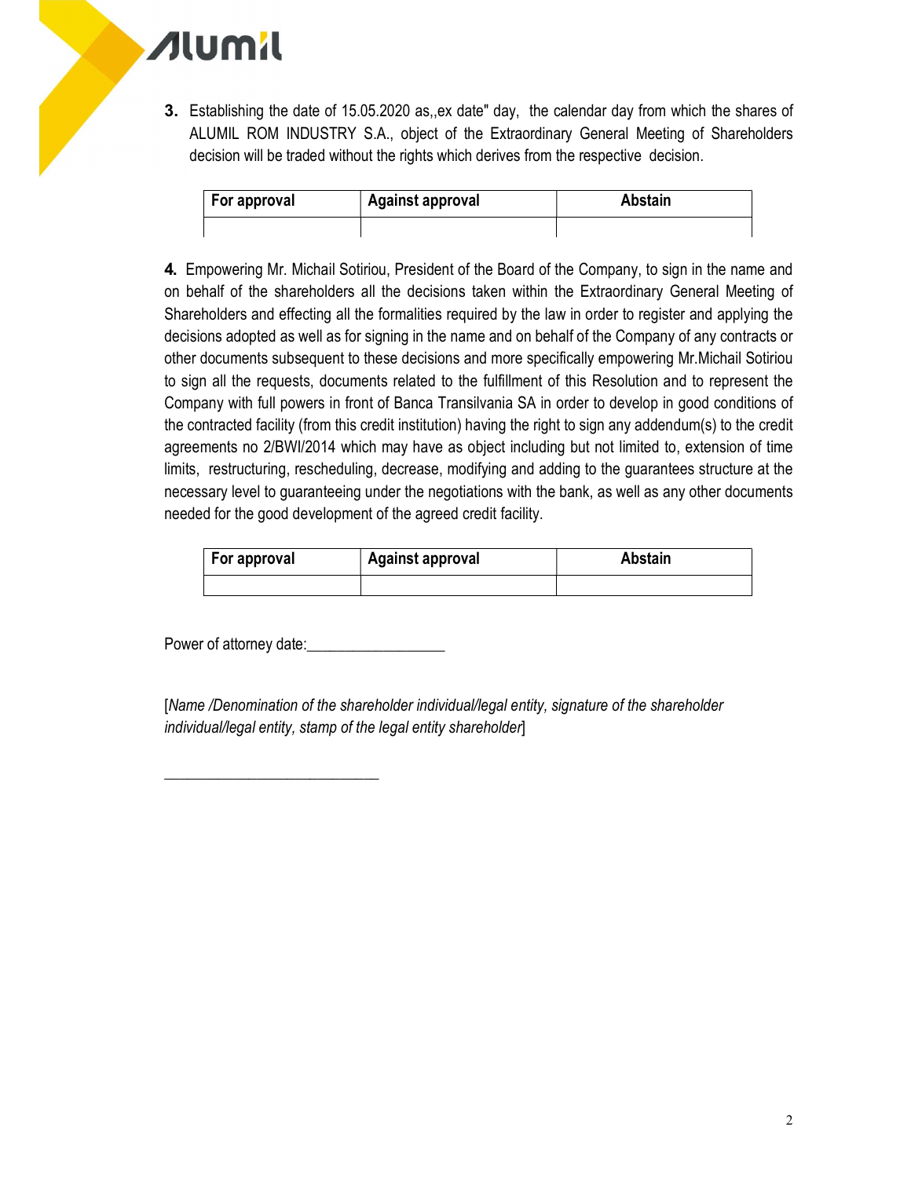3. Establishing the date of 15.05.2020 as,,ex date" day, the calendar day from which the shares of ALUMIL ROM INDUSTRY S.A., object of the Extraordinary General Meeting of Shareholders decision will be traded without the rights which derives from the respective decision.

| For approval | Against approval | Abstain |
| --- | --- | --- |
| | | |

**4.** Empowering Mr. Michail Sotiriou, President of the Board of the Company, to sign in the name and on behalf of the shareholders all the decisions taken within the Extraordinary General Meeting of Shareholders and effecting all the formalities required by the law in order to register and applying the decisions adopted as well as for signing in the name and on behalf of the Company of any contracts or other documents subsequent to these decisions and more specifically empowering Mr.Michail Sotiriou to sign all the requests, documents related to the fulfillment of this Resolution and to represent the Company with full powers in front of Banca Transilvania SA in order to develop in good conditions of the contracted facility (from this credit institution) having the right to sign any addendum(s) to the credit agreements no 2/BWI/2014 which may have as object including but not limited to, extension of time limits, restructuring, rescheduling, decrease, modifying and adding to the guarantees structure at the necessary level to guaranteeing under the negotiations with the bank, as well as any other documents needed for the good development of the agreed credit facility.

| For approval | Against approval | Abstain |
| --- | --- | --- |
| | | |

Power of attorney date:__________________

[*Name /Denomination of the shareholder individual/legal entity, signature of the shareholder individual/legal entity, stamp of the legal entity shareholder*]

____________________________